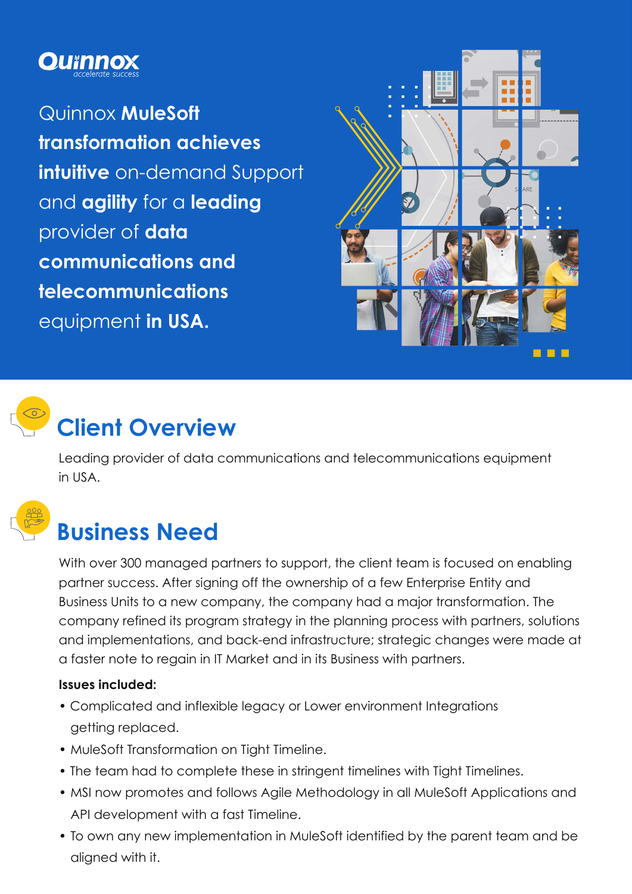Quinnox
accelerate success

# Quinnox **MuleSoft transformation achieves intuitive** on-demand Support and **agility** for a **leading** provider of **data communications and telecommunications** equipment **in USA.**

## Client Overview

Leading provider of data communications and telecommunications equipment in USA.

## Business Need

With over 300 managed partners to support, the client team is focused on enabling partner success. After signing off the ownership of a few Enterprise Entity and Business Units to a new company, the company had a major transformation. The company refined its program strategy in the planning process with partners, solutions and implementations, and back-end infrastructure; strategic changes were made at a faster note to regain in IT Market and in its Business with partners.

**Issues included:**

- Complicated and inflexible legacy or Lower environment Integrations getting replaced.
- MuleSoft Transformation on Tight Timeline.
- The team had to complete these in stringent timelines with Tight Timelines.
- MSI now promotes and follows Agile Methodology in all MuleSoft Applications and API development with a fast Timeline.
- To own any new implementation in MuleSoft identified by the parent team and be aligned with it.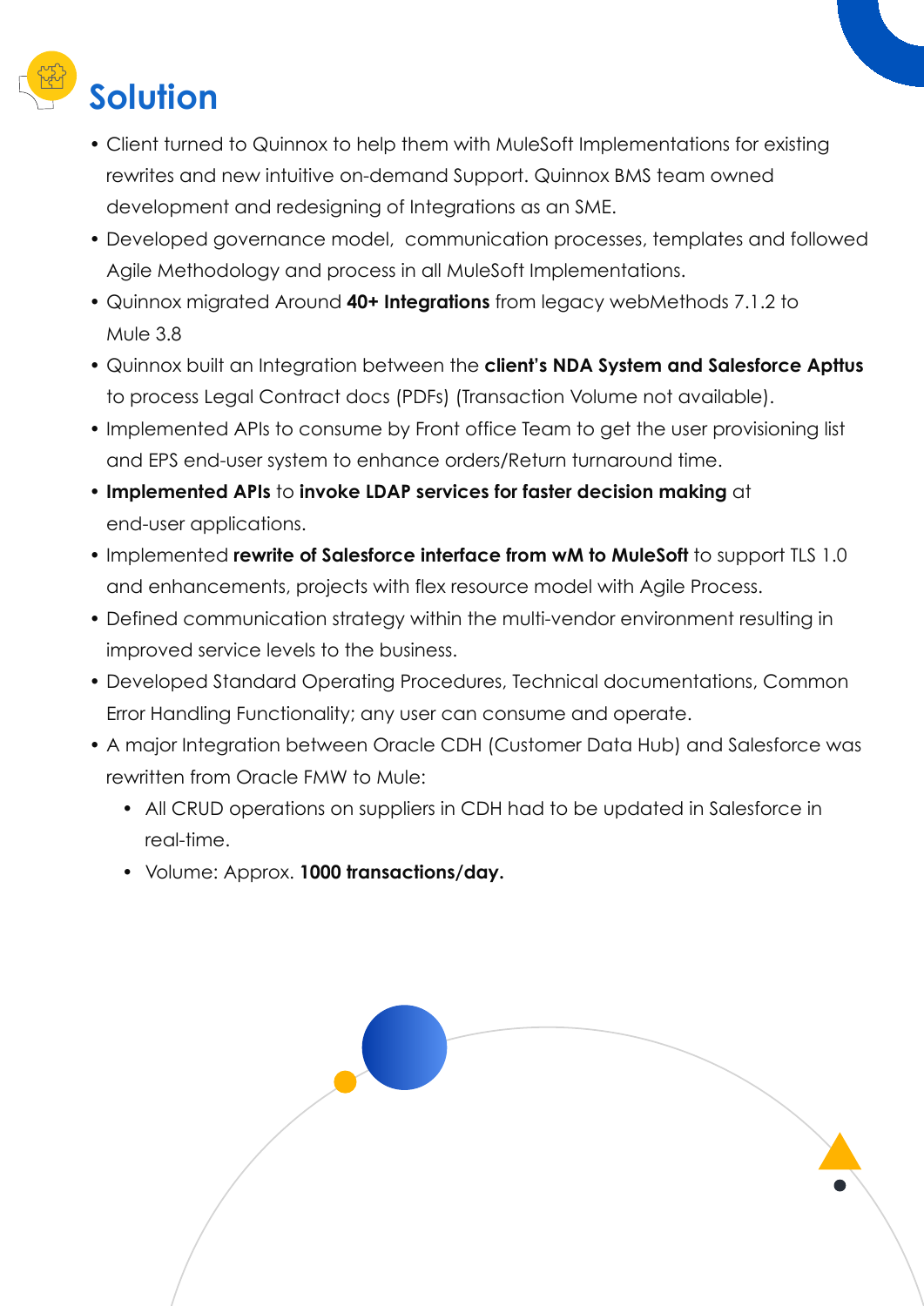# Solution

- Client turned to Quinnox to help them with MuleSoft Implementations for existing rewrites and new intuitive on-demand Support. Quinnox BMS team owned development and redesigning of Integrations as an SME.
- Developed governance model, communication processes, templates and followed Agile Methodology and process in all MuleSoft Implementations.
- Quinnox migrated Around **40+ Integrations** from legacy webMethods 7.1.2 to Mule 3.8
- Quinnox built an Integration between the **client's NDA System and Salesforce Apttus** to process Legal Contract docs (PDFs) (Transaction Volume not available).
- Implemented APIs to consume by Front office Team to get the user provisioning list and EPS end-user system to enhance orders/Return turnaround time.
- **Implemented APIs** to **invoke LDAP services for faster decision making** at end-user applications.
- Implemented **rewrite of Salesforce interface from wM to MuleSoft** to support TLS 1.0 and enhancements, projects with flex resource model with Agile Process.
- Defined communication strategy within the multi-vendor environment resulting in improved service levels to the business.
- Developed Standard Operating Procedures, Technical documentations, Common Error Handling Functionality; any user can consume and operate.
- A major Integration between Oracle CDH (Customer Data Hub) and Salesforce was rewritten from Oracle FMW to Mule:
  - All CRUD operations on suppliers in CDH had to be updated in Salesforce in real-time.
  - Volume: Approx. **1000 transactions/day.**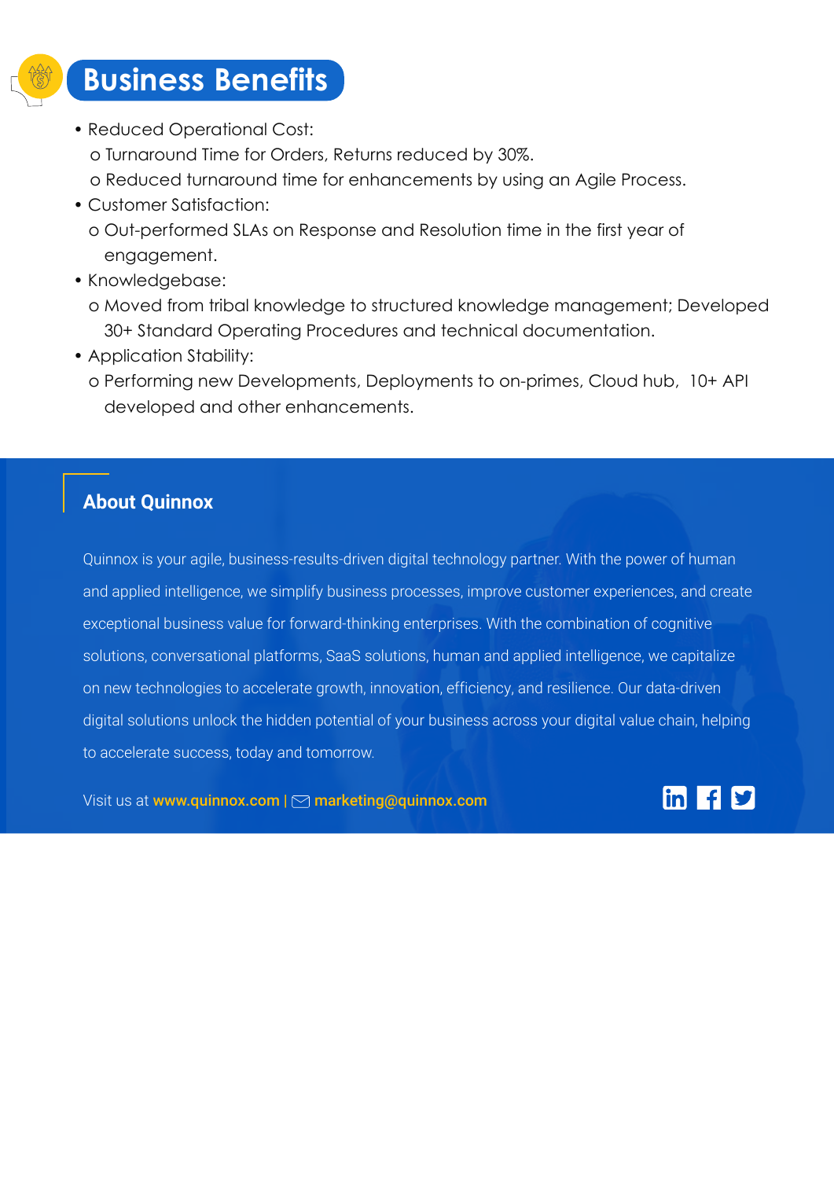## Business Benefits

- Reduced Operational Cost:
  - Turnaround Time for Orders, Returns reduced by 30%.
  - Reduced turnaround time for enhancements by using an Agile Process.
- Customer Satisfaction:
  - Out-performed SLAs on Response and Resolution time in the first year of engagement.
- Knowledgebase:
  - Moved from tribal knowledge to structured knowledge management; Developed 30+ Standard Operating Procedures and technical documentation.
- Application Stability:
  - Performing new Developments, Deployments to on-primes, Cloud hub, 10+ API developed and other enhancements.

### About Quinnox

Quinnox is your agile, business-results-driven digital technology partner. With the power of human and applied intelligence, we simplify business processes, improve customer experiences, and create exceptional business value for forward-thinking enterprises. With the combination of cognitive solutions, conversational platforms, SaaS solutions, human and applied intelligence, we capitalize on new technologies to accelerate growth, innovation, efficiency, and resilience. Our data-driven digital solutions unlock the hidden potential of your business across your digital value chain, helping to accelerate success, today and tomorrow.

Visit us at **www.quinnox.com** | **marketing@quinnox.com**